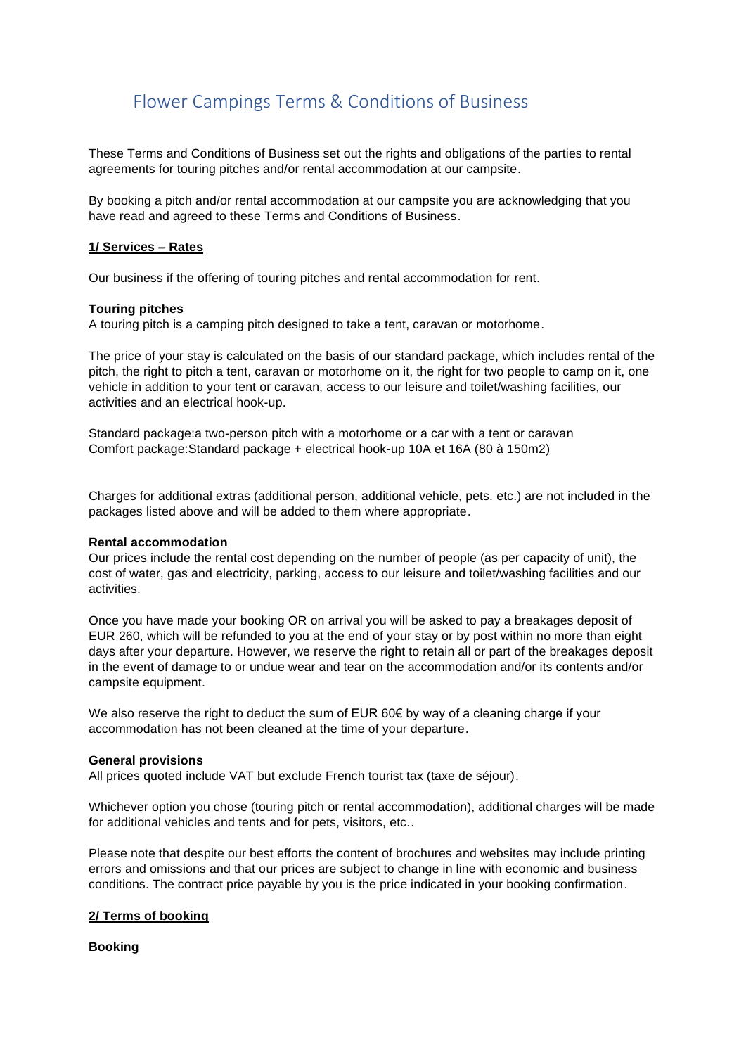# Flower Campings Terms & Conditions of Business

These Terms and Conditions of Business set out the rights and obligations of the parties to rental agreements for touring pitches and/or rental accommodation at our campsite.

By booking a pitch and/or rental accommodation at our campsite you are acknowledging that you have read and agreed to these Terms and Conditions of Business.

## 1/ Services – Rates

Our business if the offering of touring pitches and rental accommodation for rent.

### Touring pitches

A touring pitch is a camping pitch designed to take a tent, caravan or motorhome.

The price of your stay is calculated on the basis of our standard package, which includes rental of the pitch, the right to pitch a tent, caravan or motorhome on it, the right for two people to camp on it, one vehicle in addition to your tent or caravan, access to our leisure and toilet/washing facilities, our activities and an electrical hook-up.

Standard package:a two-person pitch with a motorhome or a car with a tent or caravan
Comfort package:Standard package + electrical hook-up 10A et 16A (80 à 150m2)

Charges for additional extras (additional person, additional vehicle, pets. etc.) are not included in the packages listed above and will be added to them where appropriate.

### Rental accommodation

Our prices include the rental cost depending on the number of people (as per capacity of unit), the cost of water, gas and electricity, parking, access to our leisure and toilet/washing facilities and our activities.

Once you have made your booking OR on arrival you will be asked to pay a breakages deposit of EUR 260, which will be refunded to you at the end of your stay or by post within no more than eight days after your departure. However, we reserve the right to retain all or part of the breakages deposit in the event of damage to or undue wear and tear on the accommodation and/or its contents and/or campsite equipment.

We also reserve the right to deduct the sum of EUR 60€ by way of a cleaning charge if your accommodation has not been cleaned at the time of your departure.

### General provisions

All prices quoted include VAT but exclude French tourist tax (taxe de séjour).

Whichever option you chose (touring pitch or rental accommodation), additional charges will be made for additional vehicles and tents and for pets, visitors, etc..

Please note that despite our best efforts the content of brochures and websites may include printing errors and omissions and that our prices are subject to change in line with economic and business conditions. The contract price payable by you is the price indicated in your booking confirmation.

## 2/ Terms of booking

### Booking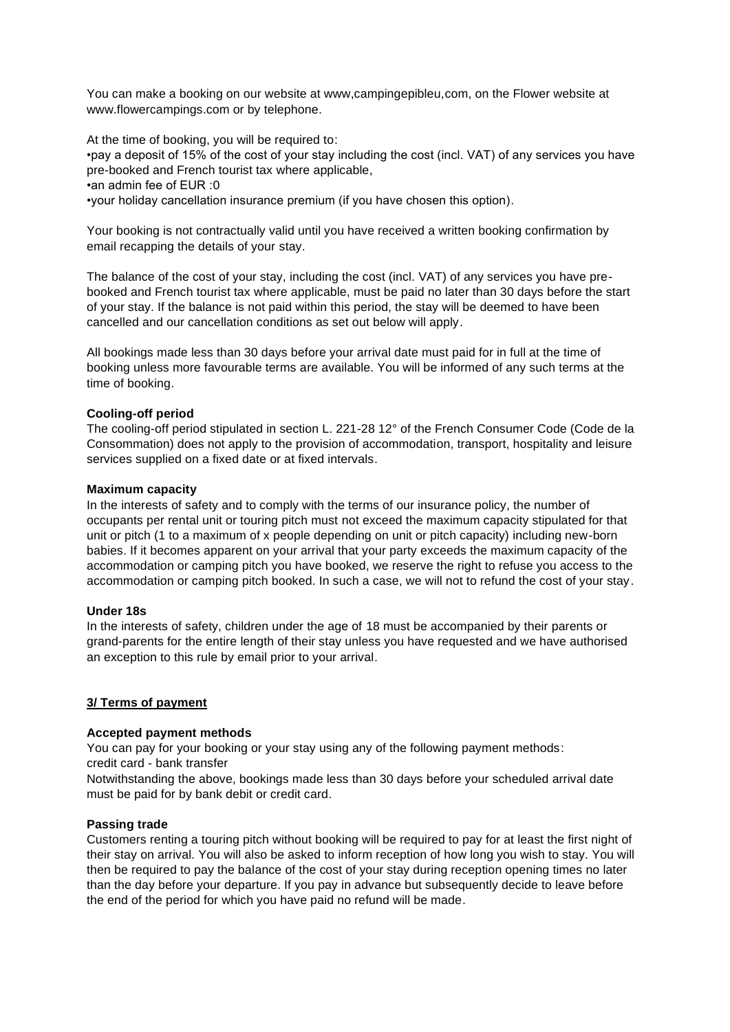You can make a booking on our website at www,campingepibleu,com, on the Flower website at www.flowercampings.com or by telephone.

At the time of booking, you will be required to:

- pay a deposit of 15% of the cost of your stay including the cost (incl. VAT) of any services you have pre-booked and French tourist tax where applicable,
- an admin fee of EUR :0
- your holiday cancellation insurance premium (if you have chosen this option).

Your booking is not contractually valid until you have received a written booking confirmation by email recapping the details of your stay.

The balance of the cost of your stay, including the cost (incl. VAT) of any services you have pre-booked and French tourist tax where applicable, must be paid no later than 30 days before the start of your stay. If the balance is not paid within this period, the stay will be deemed to have been cancelled and our cancellation conditions as set out below will apply.

All bookings made less than 30 days before your arrival date must paid for in full at the time of booking unless more favourable terms are available. You will be informed of any such terms at the time of booking.

**Cooling-off period**

The cooling-off period stipulated in section L. 221-28 12° of the French Consumer Code (Code de la Consommation) does not apply to the provision of accommodation, transport, hospitality and leisure services supplied on a fixed date or at fixed intervals.

**Maximum capacity**

In the interests of safety and to comply with the terms of our insurance policy, the number of occupants per rental unit or touring pitch must not exceed the maximum capacity stipulated for that unit or pitch (1 to a maximum of x people depending on unit or pitch capacity) including new-born babies. If it becomes apparent on your arrival that your party exceeds the maximum capacity of the accommodation or camping pitch you have booked, we reserve the right to refuse you access to the accommodation or camping pitch booked. In such a case, we will not to refund the cost of your stay.

**Under 18s**

In the interests of safety, children under the age of 18 must be accompanied by their parents or grand-parents for the entire length of their stay unless you have requested and we have authorised an exception to this rule by email prior to your arrival.

## 3/ Terms of payment

**Accepted payment methods**

You can pay for your booking or your stay using any of the following payment methods:
credit card - bank transfer

Notwithstanding the above, bookings made less than 30 days before your scheduled arrival date must be paid for by bank debit or credit card.

**Passing trade**

Customers renting a touring pitch without booking will be required to pay for at least the first night of their stay on arrival. You will also be asked to inform reception of how long you wish to stay. You will then be required to pay the balance of the cost of your stay during reception opening times no later than the day before your departure. If you pay in advance but subsequently decide to leave before the end of the period for which you have paid no refund will be made.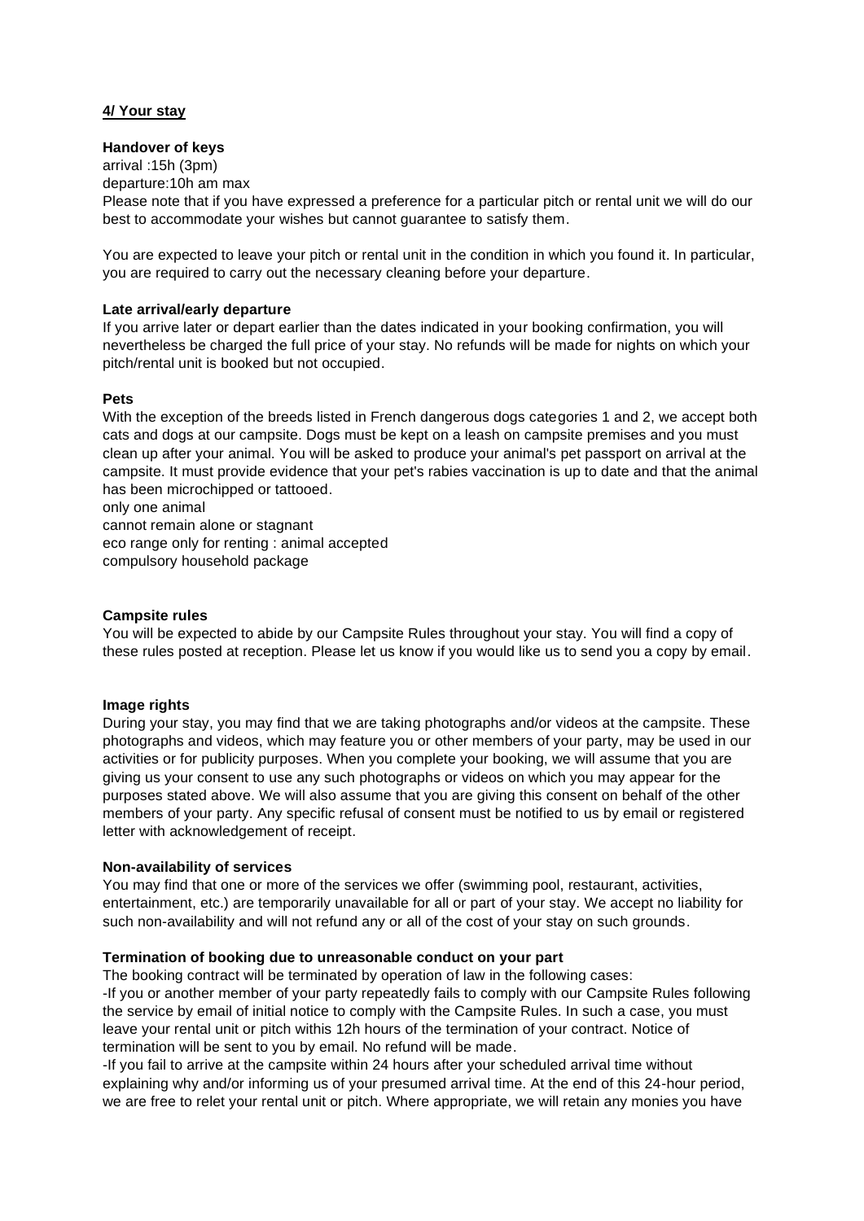## 4/ Your stay

**Handover of keys**

arrival :15h (3pm)
departure:10h am max
Please note that if you have expressed a preference for a particular pitch or rental unit we will do our best to accommodate your wishes but cannot guarantee to satisfy them.

You are expected to leave your pitch or rental unit in the condition in which you found it. In particular, you are required to carry out the necessary cleaning before your departure.

**Late arrival/early departure**

If you arrive later or depart earlier than the dates indicated in your booking confirmation, you will nevertheless be charged the full price of your stay. No refunds will be made for nights on which your pitch/rental unit is booked but not occupied.

**Pets**

With the exception of the breeds listed in French dangerous dogs categories 1 and 2, we accept both cats and dogs at our campsite. Dogs must be kept on a leash on campsite premises and you must clean up after your animal. You will be asked to produce your animal's pet passport on arrival at the campsite. It must provide evidence that your pet's rabies vaccination is up to date and that the animal has been microchipped or tattooed.
only one animal
cannot remain alone or stagnant
eco range only for renting : animal accepted
compulsory household package

**Campsite rules**

You will be expected to abide by our Campsite Rules throughout your stay. You will find a copy of these rules posted at reception. Please let us know if you would like us to send you a copy by email.

**Image rights**

During your stay, you may find that we are taking photographs and/or videos at the campsite. These photographs and videos, which may feature you or other members of your party, may be used in our activities or for publicity purposes. When you complete your booking, we will assume that you are giving us your consent to use any such photographs or videos on which you may appear for the purposes stated above. We will also assume that you are giving this consent on behalf of the other members of your party. Any specific refusal of consent must be notified to us by email or registered letter with acknowledgement of receipt.

**Non-availability of services**

You may find that one or more of the services we offer (swimming pool, restaurant, activities, entertainment, etc.) are temporarily unavailable for all or part of your stay. We accept no liability for such non-availability and will not refund any or all of the cost of your stay on such grounds.

**Termination of booking due to unreasonable conduct on your part**

The booking contract will be terminated by operation of law in the following cases:
-If you or another member of your party repeatedly fails to comply with our Campsite Rules following the service by email of initial notice to comply with the Campsite Rules. In such a case, you must leave your rental unit or pitch withis 12h hours of the termination of your contract. Notice of termination will be sent to you by email. No refund will be made.
-If you fail to arrive at the campsite within 24 hours after your scheduled arrival time without explaining why and/or informing us of your presumed arrival time. At the end of this 24-hour period, we are free to relet your rental unit or pitch. Where appropriate, we will retain any monies you have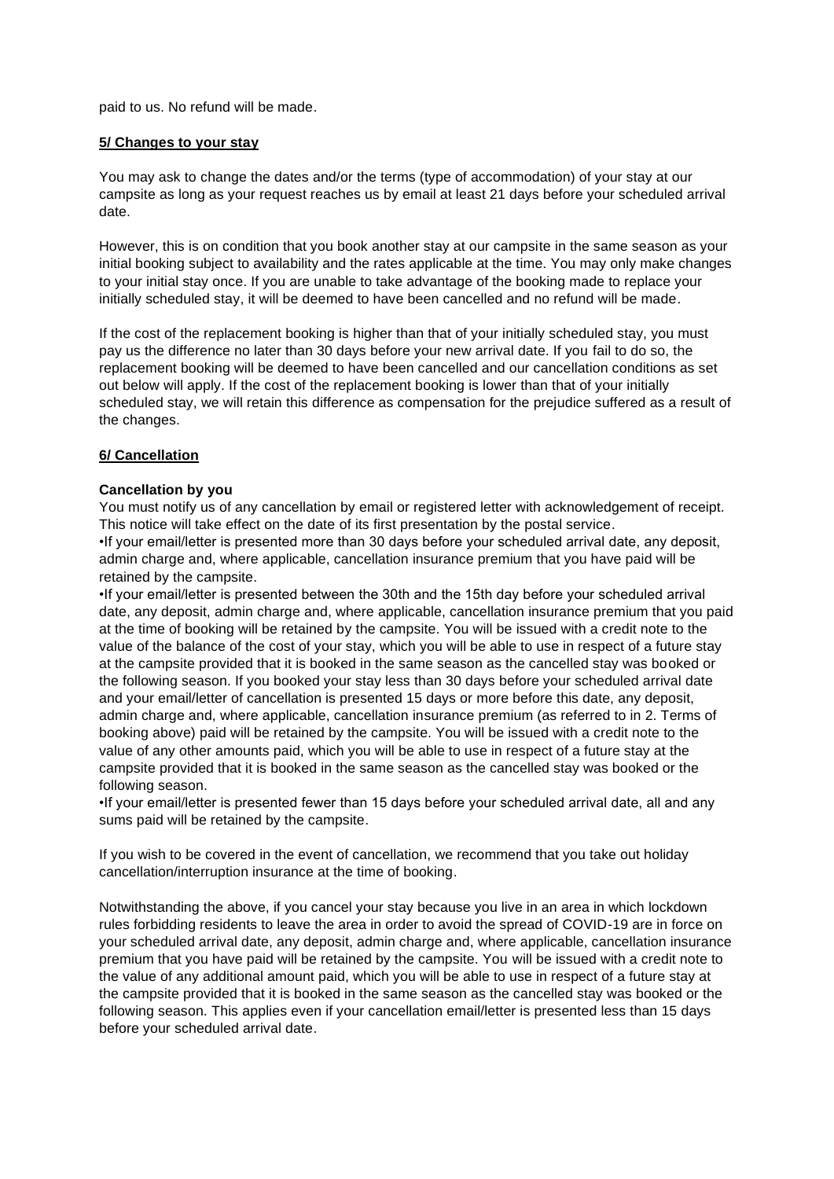paid to us. No refund will be made.

## 5/ Changes to your stay

You may ask to change the dates and/or the terms (type of accommodation) of your stay at our campsite as long as your request reaches us by email at least 21 days before your scheduled arrival date.

However, this is on condition that you book another stay at our campsite in the same season as your initial booking subject to availability and the rates applicable at the time. You may only make changes to your initial stay once. If you are unable to take advantage of the booking made to replace your initially scheduled stay, it will be deemed to have been cancelled and no refund will be made.

If the cost of the replacement booking is higher than that of your initially scheduled stay, you must pay us the difference no later than 30 days before your new arrival date. If you fail to do so, the replacement booking will be deemed to have been cancelled and our cancellation conditions as set out below will apply. If the cost of the replacement booking is lower than that of your initially scheduled stay, we will retain this difference as compensation for the prejudice suffered as a result of the changes.

## 6/ Cancellation

**Cancellation by you**

You must notify us of any cancellation by email or registered letter with acknowledgement of receipt. This notice will take effect on the date of its first presentation by the postal service.

- If your email/letter is presented more than 30 days before your scheduled arrival date, any deposit, admin charge and, where applicable, cancellation insurance premium that you have paid will be retained by the campsite.
- If your email/letter is presented between the 30th and the 15th day before your scheduled arrival date, any deposit, admin charge and, where applicable, cancellation insurance premium that you paid at the time of booking will be retained by the campsite. You will be issued with a credit note to the value of the balance of the cost of your stay, which you will be able to use in respect of a future stay at the campsite provided that it is booked in the same season as the cancelled stay was booked or the following season. If you booked your stay less than 30 days before your scheduled arrival date and your email/letter of cancellation is presented 15 days or more before this date, any deposit, admin charge and, where applicable, cancellation insurance premium (as referred to in 2. Terms of booking above) paid will be retained by the campsite. You will be issued with a credit note to the value of any other amounts paid, which you will be able to use in respect of a future stay at the campsite provided that it is booked in the same season as the cancelled stay was booked or the following season.
- If your email/letter is presented fewer than 15 days before your scheduled arrival date, all and any sums paid will be retained by the campsite.

If you wish to be covered in the event of cancellation, we recommend that you take out holiday cancellation/interruption insurance at the time of booking.

Notwithstanding the above, if you cancel your stay because you live in an area in which lockdown rules forbidding residents to leave the area in order to avoid the spread of COVID-19 are in force on your scheduled arrival date, any deposit, admin charge and, where applicable, cancellation insurance premium that you have paid will be retained by the campsite. You will be issued with a credit note to the value of any additional amount paid, which you will be able to use in respect of a future stay at the campsite provided that it is booked in the same season as the cancelled stay was booked or the following season. This applies even if your cancellation email/letter is presented less than 15 days before your scheduled arrival date.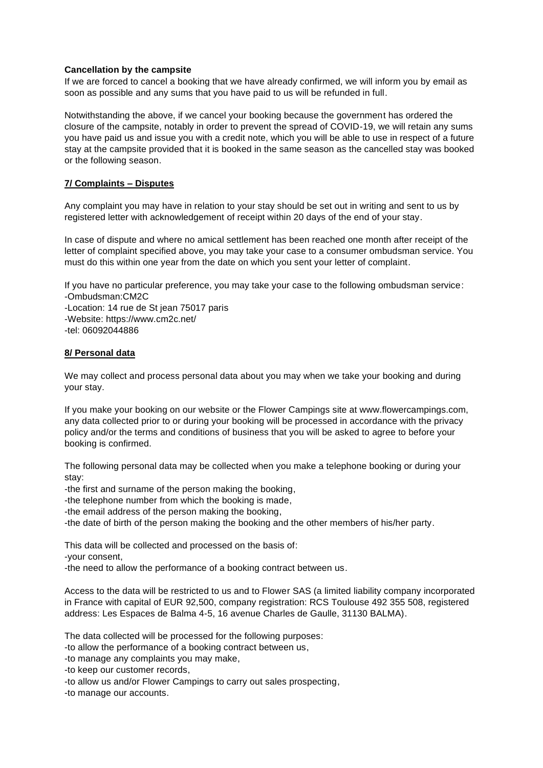**Cancellation by the campsite**

If we are forced to cancel a booking that we have already confirmed, we will inform you by email as soon as possible and any sums that you have paid to us will be refunded in full.

Notwithstanding the above, if we cancel your booking because the government has ordered the closure of the campsite, notably in order to prevent the spread of COVID-19, we will retain any sums you have paid us and issue you with a credit note, which you will be able to use in respect of a future stay at the campsite provided that it is booked in the same season as the cancelled stay was booked or the following season.

## 7/ Complaints – Disputes

Any complaint you may have in relation to your stay should be set out in writing and sent to us by registered letter with acknowledgement of receipt within 20 days of the end of your stay.

In case of dispute and where no amical settlement has been reached one month after receipt of the letter of complaint specified above, you may take your case to a consumer ombudsman service. You must do this within one year from the date on which you sent your letter of complaint.

If you have no particular preference, you may take your case to the following ombudsman service:
-Ombudsman:CM2C
-Location: 14 rue de St jean 75017 paris
-Website: https://www.cm2c.net/
-tel: 06092044886

## 8/ Personal data

We may collect and process personal data about you may when we take your booking and during your stay.

If you make your booking on our website or the Flower Campings site at www.flowercampings.com, any data collected prior to or during your booking will be processed in accordance with the privacy policy and/or the terms and conditions of business that you will be asked to agree to before your booking is confirmed.

The following personal data may be collected when you make a telephone booking or during your stay:
-the first and surname of the person making the booking,
-the telephone number from which the booking is made,
-the email address of the person making the booking,
-the date of birth of the person making the booking and the other members of his/her party.

This data will be collected and processed on the basis of:
-your consent,
-the need to allow the performance of a booking contract between us.

Access to the data will be restricted to us and to Flower SAS (a limited liability company incorporated in France with capital of EUR 92,500, company registration: RCS Toulouse 492 355 508, registered address: Les Espaces de Balma 4-5, 16 avenue Charles de Gaulle, 31130 BALMA).

The data collected will be processed for the following purposes:
-to allow the performance of a booking contract between us,
-to manage any complaints you may make,
-to keep our customer records,
-to allow us and/or Flower Campings to carry out sales prospecting,
-to manage our accounts.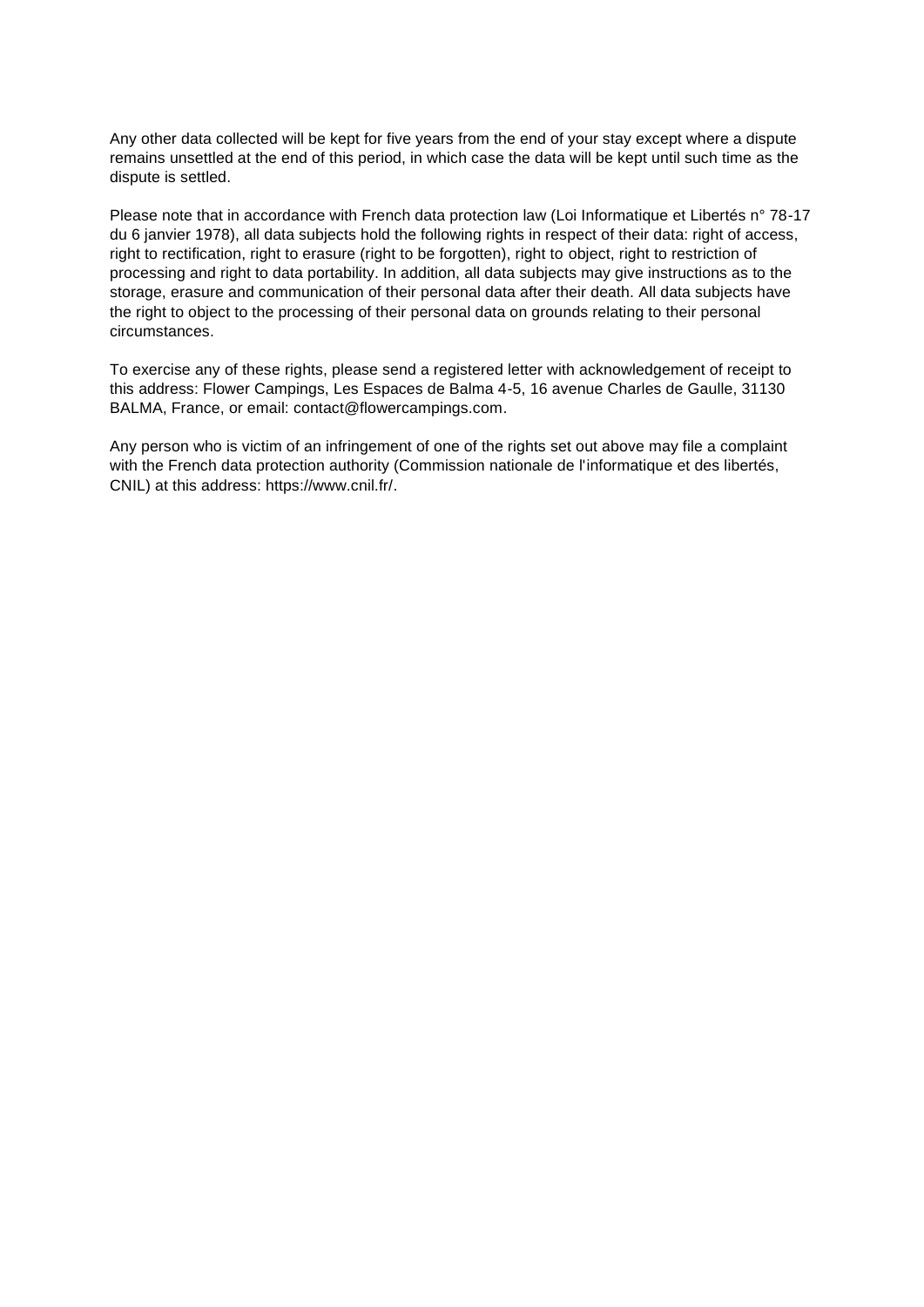Any other data collected will be kept for five years from the end of your stay except where a dispute remains unsettled at the end of this period, in which case the data will be kept until such time as the dispute is settled.

Please note that in accordance with French data protection law (Loi Informatique et Libertés n° 78-17 du 6 janvier 1978), all data subjects hold the following rights in respect of their data: right of access, right to rectification, right to erasure (right to be forgotten), right to object, right to restriction of processing and right to data portability. In addition, all data subjects may give instructions as to the storage, erasure and communication of their personal data after their death. All data subjects have the right to object to the processing of their personal data on grounds relating to their personal circumstances.

To exercise any of these rights, please send a registered letter with acknowledgement of receipt to this address: Flower Campings, Les Espaces de Balma 4-5, 16 avenue Charles de Gaulle, 31130 BALMA, France, or email: contact@flowercampings.com.

Any person who is victim of an infringement of one of the rights set out above may file a complaint with the French data protection authority (Commission nationale de l'informatique et des libertés, CNIL) at this address: https://www.cnil.fr/.